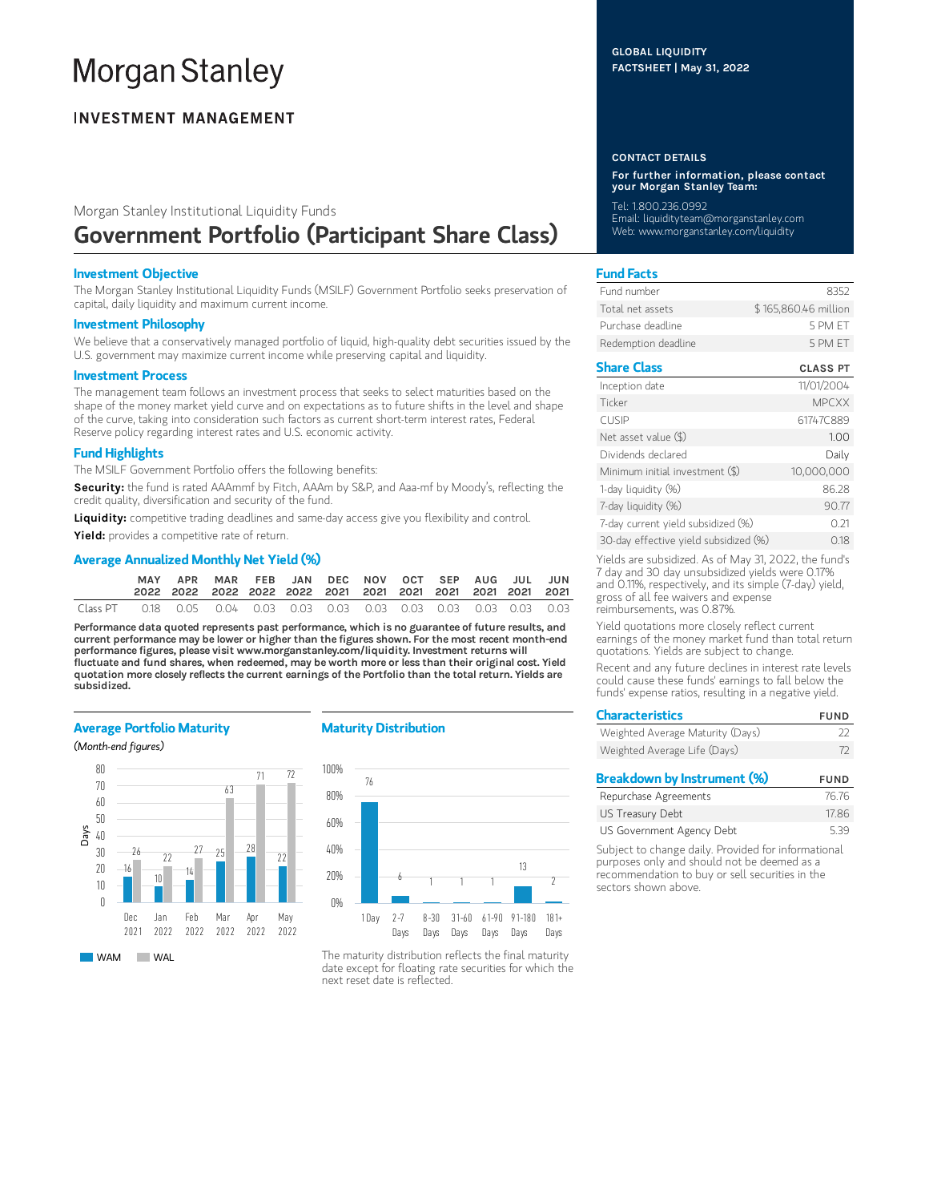# Morgan Stanley

## INVESTMENT MANAGEMENT

GLOBAL LIQUIDITY
FACTSHEET | May 31, 2022

Morgan Stanley Institutional Liquidity Funds

# Government Portfolio (Participant Share Class)

### Investment Objective

The Morgan Stanley Institutional Liquidity Funds (MSILF) Government Portfolio seeks preservation of capital, daily liquidity and maximum current income.

### Investment Philosophy

We believe that a conservatively managed portfolio of liquid, high-quality debt securities issued by the U.S. government may maximize current income while preserving capital and liquidity.

### Investment Process

The management team follows an investment process that seeks to select maturities based on the shape of the money market yield curve and on expectations as to future shifts in the level and shape of the curve, taking into consideration such factors as current short-term interest rates, Federal Reserve policy regarding interest rates and U.S. economic activity.

### Fund Highlights

The MSILF Government Portfolio offers the following benefits:

**Security:** the fund is rated AAAmmf by Fitch, AAAm by S&P, and Aaa-mf by Moody's, reflecting the credit quality, diversification and security of the fund.

**Liquidity:** competitive trading deadlines and same-day access give you flexibility and control.

**Yield:** provides a competitive rate of return.

### Average Annualized Monthly Net Yield (%)

| | MAY 2022 | APR 2022 | MAR 2022 | FEB 2022 | JAN 2022 | DEC 2021 | NOV 2021 | OCT 2021 | SEP 2021 | AUG 2021 | JUL 2021 | JUN 2021 |
|---|---|---|---|---|---|---|---|---|---|---|---|---|
| Class PT | 0.18 | 0.05 | 0.04 | 0.03 | 0.03 | 0.03 | 0.03 | 0.03 | 0.03 | 0.03 | 0.03 | 0.03 |

**Performance data quoted represents past performance, which is no guarantee of future results, and current performance may be lower or higher than the figures shown. For the most recent month-end performance figures, please visit www.morganstanley.com/liquidity. Investment returns will fluctuate and fund shares, when redeemed, may be worth more or less than their original cost. Yield quotation more closely reflects the current earnings of the Portfolio than the total return. Yields are subsidized.**

### Average Portfolio Maturity

*(Month-end figures)*

| Days | Dec 2021 | Jan 2022 | Feb 2022 | Mar 2022 | Apr 2022 | May 2022 |
|---|---|---|---|---|---|---|
| WAM | 16 | 10 | 14 | 25 | 28 | 22 |
| WAL | 26 | 22 | 27 | 63 | 71 | 72 |

### Maturity Distribution

| 1 Day | 2-7 Days | 8-30 Days | 31-60 Days | 61-90 Days | 91-180 Days | 181+ Days |
|---|---|---|---|---|---|---|
| 76 | 6 | 1 | 1 | 1 | 13 | 2 |

The maturity distribution reflects the final maturity date except for floating rate securities for which the next reset date is reflected.

### CONTACT DETAILS

**For further information, please contact your Morgan Stanley Team:**

Tel: 1.800.236.0992
Email: liquidityteam@morganstanley.com
Web: www.morganstanley.com/liquidity

### Fund Facts

| | |
|---|---|
| Fund number | 8352 |
| Total net assets | $ 165,860.46 million |
| Purchase deadline | 5 PM ET |
| Redemption deadline | 5 PM ET |

### Share Class

| | CLASS PT |
|---|---|
| Inception date | 11/01/2004 |
| Ticker | MPCXX |
| CUSIP | 61747C889 |
| Net asset value ($) | 1.00 |
| Dividends declared | Daily |
| Minimum initial investment ($) | 10,000,000 |
| 1-day liquidity (%) | 86.28 |
| 7-day liquidity (%) | 90.77 |
| 7-day current yield subsidized (%) | 0.21 |
| 30-day effective yield subsidized (%) | 0.18 |

Yields are subsidized. As of May 31, 2022, the fund's 7 day and 30 day unsubsidized yields were 0.17% and 0.11%, respectively, and its simple (7-day) yield, gross of all fee waivers and expense reimbursements, was 0.87%.

Yield quotations more closely reflect current earnings of the money market fund than total return quotations. Yields are subject to change.

Recent and any future declines in interest rate levels could cause these funds' earnings to fall below the funds' expense ratios, resulting in a negative yield.

### Characteristics

| | FUND |
|---|---|
| Weighted Average Maturity (Days) | 22 |
| Weighted Average Life (Days) | 72 |

### Breakdown by Instrument (%)

| | FUND |
|---|---|
| Repurchase Agreements | 76.76 |
| US Treasury Debt | 17.86 |
| US Government Agency Debt | 5.39 |

Subject to change daily. Provided for informational purposes only and should not be deemed as a recommendation to buy or sell securities in the sectors shown above.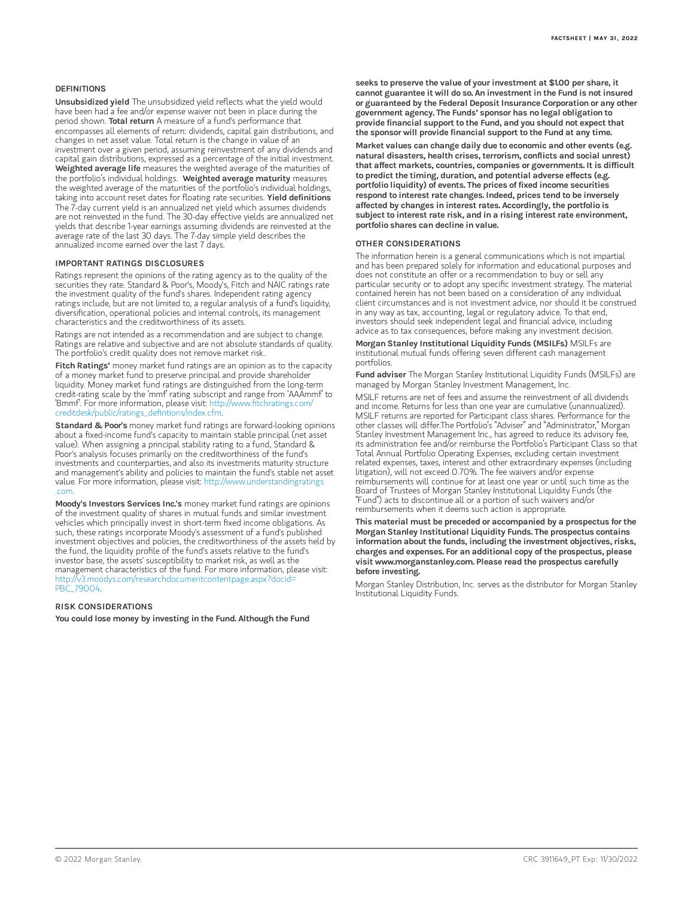## DEFINITIONS

**Unsubsidized yield** The unsubsidized yield reflects what the yield would have been had a fee and/or expense waiver not been in place during the period shown. **Total return** A measure of a fund's performance that encompasses all elements of return: dividends, capital gain distributions, and changes in net asset value. Total return is the change in value of an investment over a given period, assuming reinvestment of any dividends and capital gain distributions, expressed as a percentage of the initial investment. **Weighted average life** measures the weighted average of the maturities of the portfolio's individual holdings. **Weighted average maturity** measures the weighted average of the maturities of the portfolio's individual holdings, taking into account reset dates for floating rate securities. **Yield definitions** The 7-day current yield is an annualized net yield which assumes dividends are not reinvested in the fund. The 30-day effective yields are annualized net yields that describe 1-year earnings assuming dividends are reinvested at the average rate of the last 30 days. The 7-day simple yield describes the annualized income earned over the last 7 days.

## IMPORTANT RATINGS DISCLOSURES

Ratings represent the opinions of the rating agency as to the quality of the securities they rate. Standard & Poor's, Moody's, Fitch and NAIC ratings rate the investment quality of the fund's shares. Independent rating agency ratings include, but are not limited to, a regular analysis of a fund's liquidity, diversification, operational policies and internal controls, its management characteristics and the creditworthiness of its assets.

Ratings are not intended as a recommendation and are subject to change. Ratings are relative and subjective and are not absolute standards of quality. The portfolio's credit quality does not remove market risk.

**Fitch Ratings'** money market fund ratings are an opinion as to the capacity of a money market fund to preserve principal and provide shareholder liquidity. Money market fund ratings are distinguished from the long-term credit-rating scale by the 'mmf' rating subscript and range from 'AAAmmf' to 'Bmmf'. For more information, please visit: http://www.fitchratings.com/creditdesk/public/ratings_defintions/index.cfm.

**Standard & Poor's** money market fund ratings are forward-looking opinions about a fixed-income fund's capacity to maintain stable principal (net asset value). When assigning a principal stability rating to a fund, Standard & Poor's analysis focuses primarily on the creditworthiness of the fund's investments and counterparties, and also its investments maturity structure and management's ability and policies to maintain the fund's stable net asset value. For more information, please visit: http://www.understandingratings.com.

**Moody's Investors Services Inc.'s** money market fund ratings are opinions of the investment quality of shares in mutual funds and similar investment vehicles which principally invest in short-term fixed income obligations. As such, these ratings incorporate Moody's assessment of a fund's published investment objectives and policies, the creditworthiness of the assets held by the fund, the liquidity profile of the fund's assets relative to the fund's investor base, the assets' susceptibility to market risk, as well as the management characteristics of the fund. For more information, please visit: http://v3.moodys.com/researchdocumentcontentpage.aspx?docid=PBC_79004.

## RISK CONSIDERATIONS

**You could lose money by investing in the Fund. Although the Fund seeks to preserve the value of your investment at $1.00 per share, it cannot guarantee it will do so. An investment in the Fund is not insured or guaranteed by the Federal Deposit Insurance Corporation or any other government agency. The Funds' sponsor has no legal obligation to provide financial support to the Fund, and you should not expect that the sponsor will provide financial support to the Fund at any time.**

**Market values can change daily due to economic and other events (e.g. natural disasters, health crises, terrorism, conflicts and social unrest) that affect markets, countries, companies or governments. It is difficult to predict the timing, duration, and potential adverse effects (e.g. portfolio liquidity) of events. The prices of fixed income securities respond to interest rate changes. Indeed, prices tend to be inversely affected by changes in interest rates. Accordingly, the portfolio is subject to interest rate risk, and in a rising interest rate environment, portfolio shares can decline in value.**

## OTHER CONSIDERATIONS

The information herein is a general communications which is not impartial and has been prepared solely for information and educational purposes and does not constitute an offer or a recommendation to buy or sell any particular security or to adopt any specific investment strategy. The material contained herein has not been based on a consideration of any individual client circumstances and is not investment advice, nor should it be construed in any way as tax, accounting, legal or regulatory advice. To that end, investors should seek independent legal and financial advice, including advice as to tax consequences, before making any investment decision.

**Morgan Stanley Institutional Liquidity Funds (MSILFs)** MSILFs are institutional mutual funds offering seven different cash management portfolios.

**Fund adviser** The Morgan Stanley Institutional Liquidity Funds (MSILFs) are managed by Morgan Stanley Investment Management, Inc.

MSILF returns are net of fees and assume the reinvestment of all dividends and income. Returns for less than one year are cumulative (unannualized). MSILF returns are reported for Participant class shares. Performance for the other classes will differ.The Portfolio's "Adviser" and "Administrator," Morgan Stanley Investment Management Inc., has agreed to reduce its advisory fee, its administration fee and/or reimburse the Portfolio's Participant Class so that Total Annual Portfolio Operating Expenses, excluding certain investment related expenses, taxes, interest and other extraordinary expenses (including litigation), will not exceed 0.70%. The fee waivers and/or expense reimbursements will continue for at least one year or until such time as the Board of Trustees of Morgan Stanley Institutional Liquidity Funds (the "Fund") acts to discontinue all or a portion of such waivers and/or reimbursements when it deems such action is appropriate.

**This material must be preceded or accompanied by a prospectus for the Morgan Stanley Institutional Liquidity Funds. The prospectus contains information about the funds, including the investment objectives, risks, charges and expenses. For an additional copy of the prospectus, please visit www.morganstanley.com. Please read the prospectus carefully before investing.**

Morgan Stanley Distribution, Inc. serves as the distributor for Morgan Stanley Institutional Liquidity Funds.

© 2022 Morgan Stanley. CRC 3911649_PT Exp: 11/30/2022